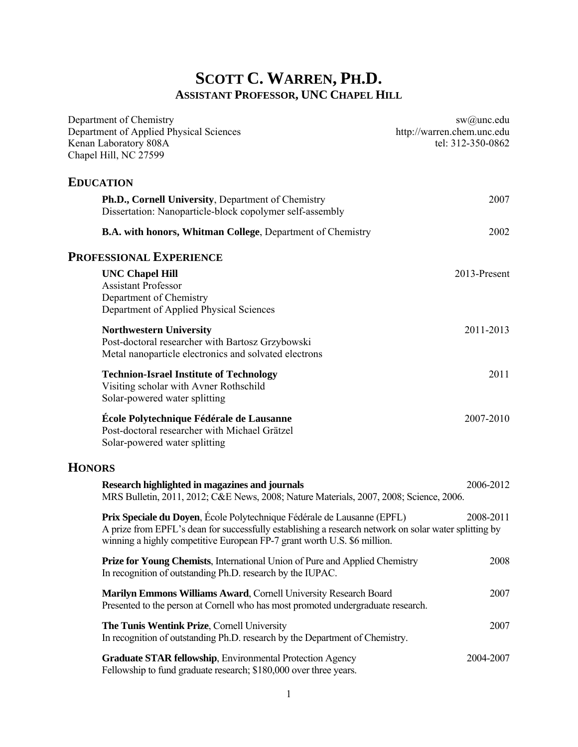# SCOTT C. WARREN, PH.D.
## ASSISTANT PROFESSOR, UNC CHAPEL HILL

Department of Chemistry
Department of Applied Physical Sciences
Kenan Laboratory 808A
Chapel Hill, NC 27599

sw@unc.edu
http://warren.chem.unc.edu
tel: 312-350-0862

## EDUCATION

**Ph.D., Cornell University**, Department of Chemistry — 2007
Dissertation: Nanoparticle-block copolymer self-assembly

**B.A. with honors, Whitman College**, Department of Chemistry — 2002

## PROFESSIONAL EXPERIENCE

**UNC Chapel Hill** — 2013-Present
Assistant Professor
Department of Chemistry
Department of Applied Physical Sciences

**Northwestern University** — 2011-2013
Post-doctoral researcher with Bartosz Grzybowski
Metal nanoparticle electronics and solvated electrons

**Technion-Israel Institute of Technology** — 2011
Visiting scholar with Avner Rothschild
Solar-powered water splitting

**École Polytechnique Fédérale de Lausanne** — 2007-2010
Post-doctoral researcher with Michael Grätzel
Solar-powered water splitting

## HONORS

**Research highlighted in magazines and journals** — 2006-2012
MRS Bulletin, 2011, 2012; C&E News, 2008; Nature Materials, 2007, 2008; Science, 2006.

**Prix Speciale du Doyen**, École Polytechnique Fédérale de Lausanne (EPFL) — 2008-2011
A prize from EPFL's dean for successfully establishing a research network on solar water splitting by winning a highly competitive European FP-7 grant worth U.S. $6 million.

**Prize for Young Chemists**, International Union of Pure and Applied Chemistry — 2008
In recognition of outstanding Ph.D. research by the IUPAC.

**Marilyn Emmons Williams Award**, Cornell University Research Board — 2007
Presented to the person at Cornell who has most promoted undergraduate research.

**The Tunis Wentink Prize**, Cornell University — 2007
In recognition of outstanding Ph.D. research by the Department of Chemistry.

**Graduate STAR fellowship**, Environmental Protection Agency — 2004-2007
Fellowship to fund graduate research; $180,000 over three years.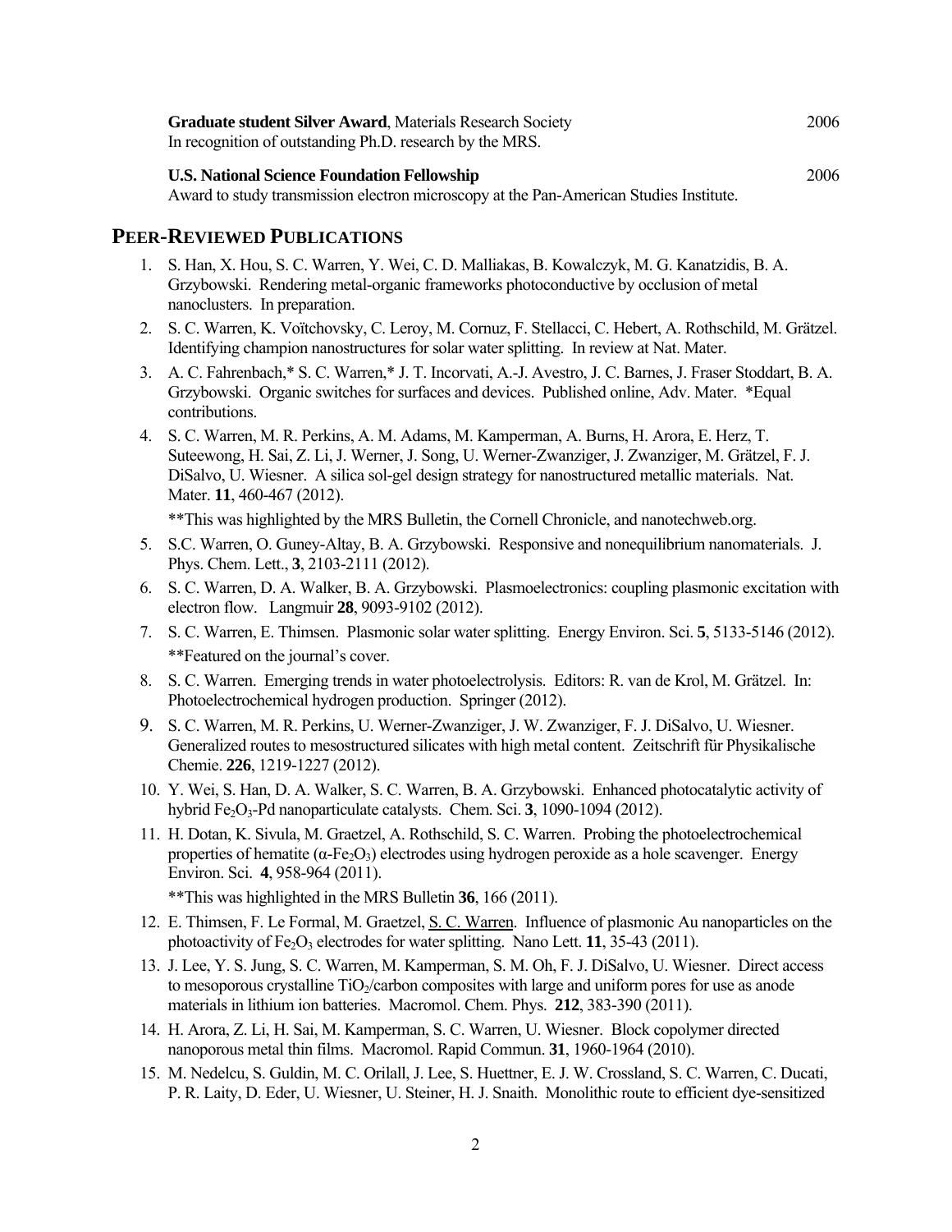**Graduate student Silver Award**, Materials Research Society 2006
In recognition of outstanding Ph.D. research by the MRS.

**U.S. National Science Foundation Fellowship** 2006
Award to study transmission electron microscopy at the Pan-American Studies Institute.

## PEER-REVIEWED PUBLICATIONS

1. S. Han, X. Hou, S. C. Warren, Y. Wei, C. D. Malliakas, B. Kowalczyk, M. G. Kanatzidis, B. A. Grzybowski. Rendering metal-organic frameworks photoconductive by occlusion of metal nanoclusters. In preparation.
2. S. C. Warren, K. Voïtchovsky, C. Leroy, M. Cornuz, F. Stellacci, C. Hebert, A. Rothschild, M. Grätzel. Identifying champion nanostructures for solar water splitting. In review at Nat. Mater.
3. A. C. Fahrenbach,* S. C. Warren,* J. T. Incorvati, A.-J. Avestro, J. C. Barnes, J. Fraser Stoddart, B. A. Grzybowski. Organic switches for surfaces and devices. Published online, Adv. Mater. *Equal contributions.
4. S. C. Warren, M. R. Perkins, A. M. Adams, M. Kamperman, A. Burns, H. Arora, E. Herz, T. Suteewong, H. Sai, Z. Li, J. Werner, J. Song, U. Werner-Zwanziger, J. Zwanziger, M. Grätzel, F. J. DiSalvo, U. Wiesner. A silica sol-gel design strategy for nanostructured metallic materials. Nat. Mater. **11**, 460-467 (2012).

   **This was highlighted by the MRS Bulletin, the Cornell Chronicle, and nanotechweb.org.
5. S.C. Warren, O. Guney-Altay, B. A. Grzybowski. Responsive and nonequilibrium nanomaterials. J. Phys. Chem. Lett., **3**, 2103-2111 (2012).
6. S. C. Warren, D. A. Walker, B. A. Grzybowski. Plasmoelectronics: coupling plasmonic excitation with electron flow. Langmuir **28**, 9093-9102 (2012).
7. S. C. Warren, E. Thimsen. Plasmonic solar water splitting. Energy Environ. Sci. **5**, 5133-5146 (2012).

   **Featured on the journal's cover.
8. S. C. Warren. Emerging trends in water photoelectrolysis. Editors: R. van de Krol, M. Grätzel. In: Photoelectrochemical hydrogen production. Springer (2012).
9. S. C. Warren, M. R. Perkins, U. Werner-Zwanziger, J. W. Zwanziger, F. J. DiSalvo, U. Wiesner. Generalized routes to mesostructured silicates with high metal content. Zeitschrift für Physikalische Chemie. **226**, 1219-1227 (2012).
10. Y. Wei, S. Han, D. A. Walker, S. C. Warren, B. A. Grzybowski. Enhanced photocatalytic activity of hybrid $Fe_2O_3$-Pd nanoparticulate catalysts. Chem. Sci. **3**, 1090-1094 (2012).
11. H. Dotan, K. Sivula, M. Graetzel, A. Rothschild, S. C. Warren. Probing the photoelectrochemical properties of hematite ($\alpha$-$Fe_2O_3$) electrodes using hydrogen peroxide as a hole scavenger. Energy Environ. Sci. **4**, 958-964 (2011).

    **This was highlighted in the MRS Bulletin **36**, 166 (2011).
12. E. Thimsen, F. Le Formal, M. Graetzel, S. C. Warren. Influence of plasmonic Au nanoparticles on the photoactivity of $Fe_2O_3$ electrodes for water splitting. Nano Lett. **11**, 35-43 (2011).
13. J. Lee, Y. S. Jung, S. C. Warren, M. Kamperman, S. M. Oh, F. J. DiSalvo, U. Wiesner. Direct access to mesoporous crystalline $TiO_2$/carbon composites with large and uniform pores for use as anode materials in lithium ion batteries. Macromol. Chem. Phys. **212**, 383-390 (2011).
14. H. Arora, Z. Li, H. Sai, M. Kamperman, S. C. Warren, U. Wiesner. Block copolymer directed nanoporous metal thin films. Macromol. Rapid Commun. **31**, 1960-1964 (2010).
15. M. Nedelcu, S. Guldin, M. C. Orilall, J. Lee, S. Huettner, E. J. W. Crossland, S. C. Warren, C. Ducati, P. R. Laity, D. Eder, U. Wiesner, U. Steiner, H. J. Snaith. Monolithic route to efficient dye-sensitized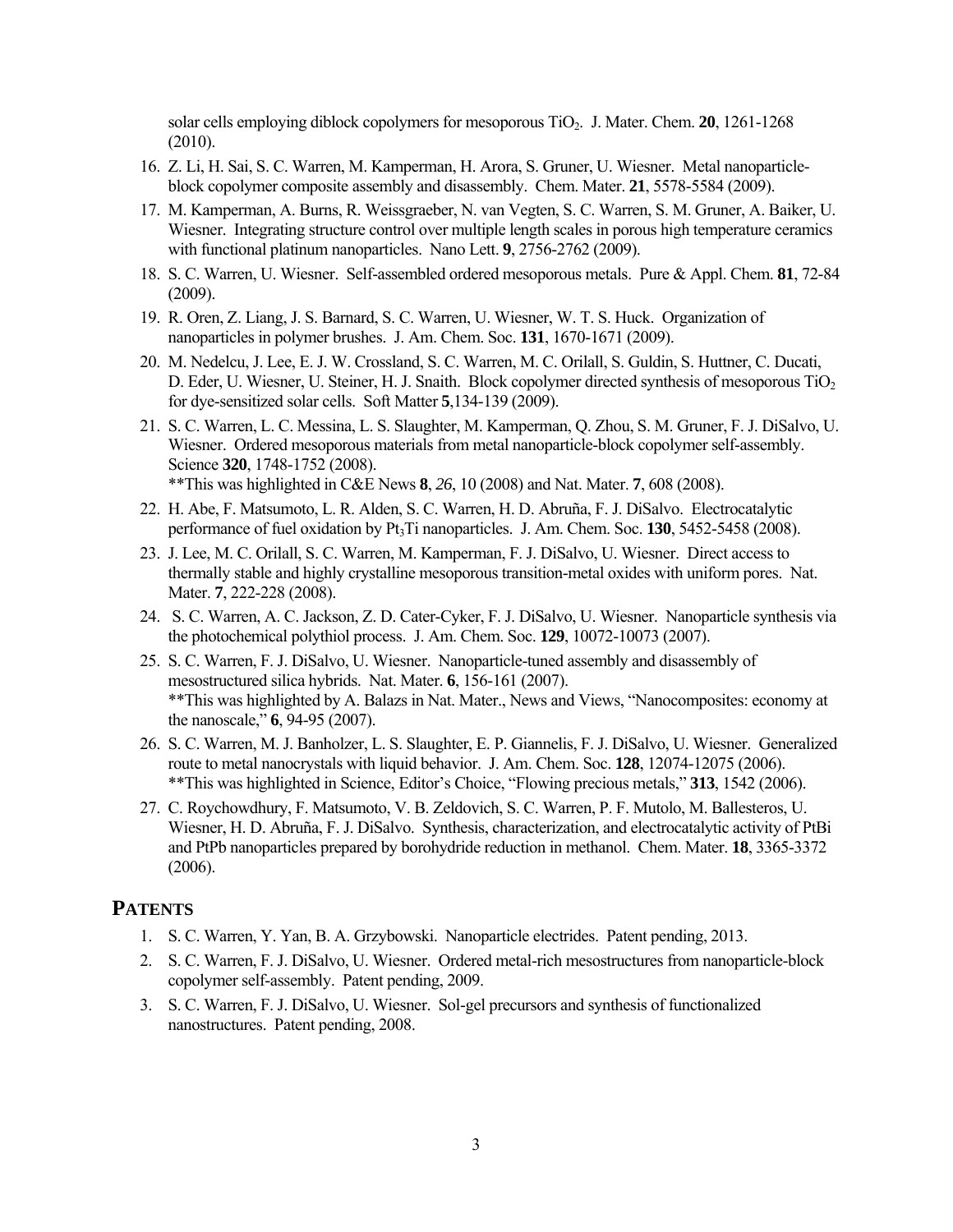solar cells employing diblock copolymers for mesoporous $TiO_2$. J. Mater. Chem. **20**, 1261-1268 (2010).

16. Z. Li, H. Sai, S. C. Warren, M. Kamperman, H. Arora, S. Gruner, U. Wiesner. Metal nanoparticle-block copolymer composite assembly and disassembly. Chem. Mater. **21**, 5578-5584 (2009).
17. M. Kamperman, A. Burns, R. Weissgraeber, N. van Vegten, S. C. Warren, S. M. Gruner, A. Baiker, U. Wiesner. Integrating structure control over multiple length scales in porous high temperature ceramics with functional platinum nanoparticles. Nano Lett. **9**, 2756-2762 (2009).
18. S. C. Warren, U. Wiesner. Self-assembled ordered mesoporous metals. Pure & Appl. Chem. **81**, 72-84 (2009).
19. R. Oren, Z. Liang, J. S. Barnard, S. C. Warren, U. Wiesner, W. T. S. Huck. Organization of nanoparticles in polymer brushes. J. Am. Chem. Soc. **131**, 1670-1671 (2009).
20. M. Nedelcu, J. Lee, E. J. W. Crossland, S. C. Warren, M. C. Orilall, S. Guldin, S. Huttner, C. Ducati, D. Eder, U. Wiesner, U. Steiner, H. J. Snaith. Block copolymer directed synthesis of mesoporous $TiO_2$ for dye-sensitized solar cells. Soft Matter **5**,134-139 (2009).
21. S. C. Warren, L. C. Messina, L. S. Slaughter, M. Kamperman, Q. Zhou, S. M. Gruner, F. J. DiSalvo, U. Wiesner. Ordered mesoporous materials from metal nanoparticle-block copolymer self-assembly. Science **320**, 1748-1752 (2008).
    **This was highlighted in C&E News **8**, *26*, 10 (2008) and Nat. Mater. **7**, 608 (2008).
22. H. Abe, F. Matsumoto, L. R. Alden, S. C. Warren, H. D. Abruña, F. J. DiSalvo. Electrocatalytic performance of fuel oxidation by $Pt_3Ti$ nanoparticles. J. Am. Chem. Soc. **130**, 5452-5458 (2008).
23. J. Lee, M. C. Orilall, S. C. Warren, M. Kamperman, F. J. DiSalvo, U. Wiesner. Direct access to thermally stable and highly crystalline mesoporous transition-metal oxides with uniform pores. Nat. Mater. **7**, 222-228 (2008).
24. S. C. Warren, A. C. Jackson, Z. D. Cater-Cyker, F. J. DiSalvo, U. Wiesner. Nanoparticle synthesis via the photochemical polythiol process. J. Am. Chem. Soc. **129**, 10072-10073 (2007).
25. S. C. Warren, F. J. DiSalvo, U. Wiesner. Nanoparticle-tuned assembly and disassembly of mesostructured silica hybrids. Nat. Mater. **6**, 156-161 (2007).
    **This was highlighted by A. Balazs in Nat. Mater., News and Views, "Nanocomposites: economy at the nanoscale," **6**, 94-95 (2007).
26. S. C. Warren, M. J. Banholzer, L. S. Slaughter, E. P. Giannelis, F. J. DiSalvo, U. Wiesner. Generalized route to metal nanocrystals with liquid behavior. J. Am. Chem. Soc. **128**, 12074-12075 (2006).
    **This was highlighted in Science, Editor's Choice, "Flowing precious metals," **313**, 1542 (2006).
27. C. Roychowdhury, F. Matsumoto, V. B. Zeldovich, S. C. Warren, P. F. Mutolo, M. Ballesteros, U. Wiesner, H. D. Abruña, F. J. DiSalvo. Synthesis, characterization, and electrocatalytic activity of PtBi and PtPb nanoparticles prepared by borohydride reduction in methanol. Chem. Mater. **18**, 3365-3372 (2006).

## PATENTS

1. S. C. Warren, Y. Yan, B. A. Grzybowski. Nanoparticle electrides. Patent pending, 2013.
2. S. C. Warren, F. J. DiSalvo, U. Wiesner. Ordered metal-rich mesostructures from nanoparticle-block copolymer self-assembly. Patent pending, 2009.
3. S. C. Warren, F. J. DiSalvo, U. Wiesner. Sol-gel precursors and synthesis of functionalized nanostructures. Patent pending, 2008.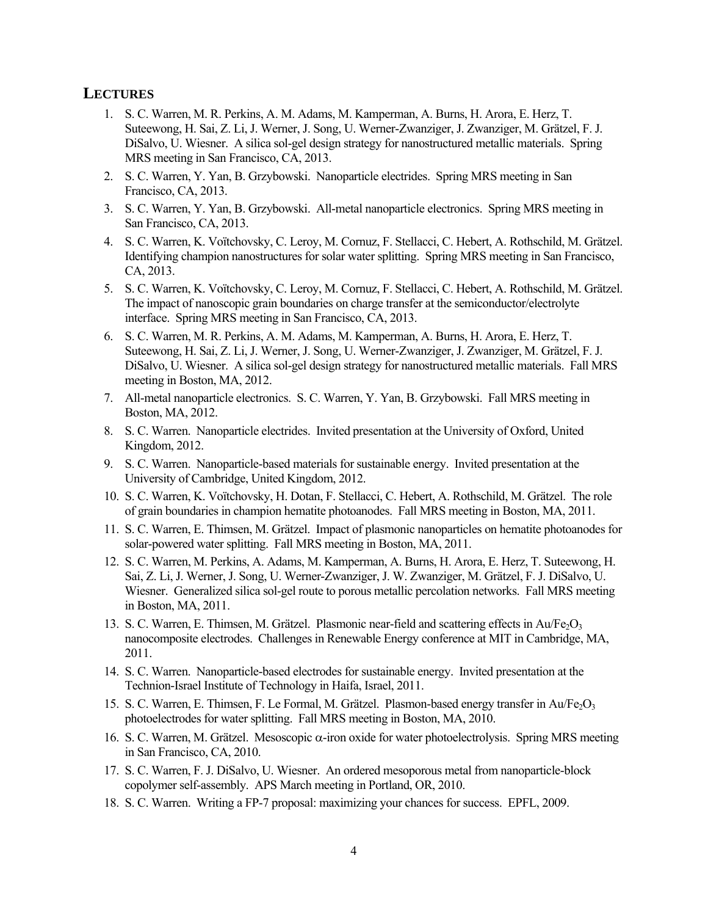## LECTURES

1. S. C. Warren, M. R. Perkins, A. M. Adams, M. Kamperman, A. Burns, H. Arora, E. Herz, T. Suteewong, H. Sai, Z. Li, J. Werner, J. Song, U. Werner-Zwanziger, J. Zwanziger, M. Grätzel, F. J. DiSalvo, U. Wiesner. A silica sol-gel design strategy for nanostructured metallic materials. Spring MRS meeting in San Francisco, CA, 2013.
2. S. C. Warren, Y. Yan, B. Grzybowski. Nanoparticle electrides. Spring MRS meeting in San Francisco, CA, 2013.
3. S. C. Warren, Y. Yan, B. Grzybowski. All-metal nanoparticle electronics. Spring MRS meeting in San Francisco, CA, 2013.
4. S. C. Warren, K. Voïtchovsky, C. Leroy, M. Cornuz, F. Stellacci, C. Hebert, A. Rothschild, M. Grätzel. Identifying champion nanostructures for solar water splitting. Spring MRS meeting in San Francisco, CA, 2013.
5. S. C. Warren, K. Voïtchovsky, C. Leroy, M. Cornuz, F. Stellacci, C. Hebert, A. Rothschild, M. Grätzel. The impact of nanoscopic grain boundaries on charge transfer at the semiconductor/electrolyte interface. Spring MRS meeting in San Francisco, CA, 2013.
6. S. C. Warren, M. R. Perkins, A. M. Adams, M. Kamperman, A. Burns, H. Arora, E. Herz, T. Suteewong, H. Sai, Z. Li, J. Werner, J. Song, U. Werner-Zwanziger, J. Zwanziger, M. Grätzel, F. J. DiSalvo, U. Wiesner. A silica sol-gel design strategy for nanostructured metallic materials. Fall MRS meeting in Boston, MA, 2012.
7. All-metal nanoparticle electronics. S. C. Warren, Y. Yan, B. Grzybowski. Fall MRS meeting in Boston, MA, 2012.
8. S. C. Warren. Nanoparticle electrides. Invited presentation at the University of Oxford, United Kingdom, 2012.
9. S. C. Warren. Nanoparticle-based materials for sustainable energy. Invited presentation at the University of Cambridge, United Kingdom, 2012.
10. S. C. Warren, K. Voïtchovsky, H. Dotan, F. Stellacci, C. Hebert, A. Rothschild, M. Grätzel. The role of grain boundaries in champion hematite photoanodes. Fall MRS meeting in Boston, MA, 2011.
11. S. C. Warren, E. Thimsen, M. Grätzel. Impact of plasmonic nanoparticles on hematite photoanodes for solar-powered water splitting. Fall MRS meeting in Boston, MA, 2011.
12. S. C. Warren, M. Perkins, A. Adams, M. Kamperman, A. Burns, H. Arora, E. Herz, T. Suteewong, H. Sai, Z. Li, J. Werner, J. Song, U. Werner-Zwanziger, J. W. Zwanziger, M. Grätzel, F. J. DiSalvo, U. Wiesner. Generalized silica sol-gel route to porous metallic percolation networks. Fall MRS meeting in Boston, MA, 2011.
13. S. C. Warren, E. Thimsen, M. Grätzel. Plasmonic near-field and scattering effects in $Au/Fe_2O_3$ nanocomposite electrodes. Challenges in Renewable Energy conference at MIT in Cambridge, MA, 2011.
14. S. C. Warren. Nanoparticle-based electrodes for sustainable energy. Invited presentation at the Technion-Israel Institute of Technology in Haifa, Israel, 2011.
15. S. C. Warren, E. Thimsen, F. Le Formal, M. Grätzel. Plasmon-based energy transfer in $Au/Fe_2O_3$ photoelectrodes for water splitting. Fall MRS meeting in Boston, MA, 2010.
16. S. C. Warren, M. Grätzel. Mesoscopic $\alpha$-iron oxide for water photoelectrolysis. Spring MRS meeting in San Francisco, CA, 2010.
17. S. C. Warren, F. J. DiSalvo, U. Wiesner. An ordered mesoporous metal from nanoparticle-block copolymer self-assembly. APS March meeting in Portland, OR, 2010.
18. S. C. Warren. Writing a FP-7 proposal: maximizing your chances for success. EPFL, 2009.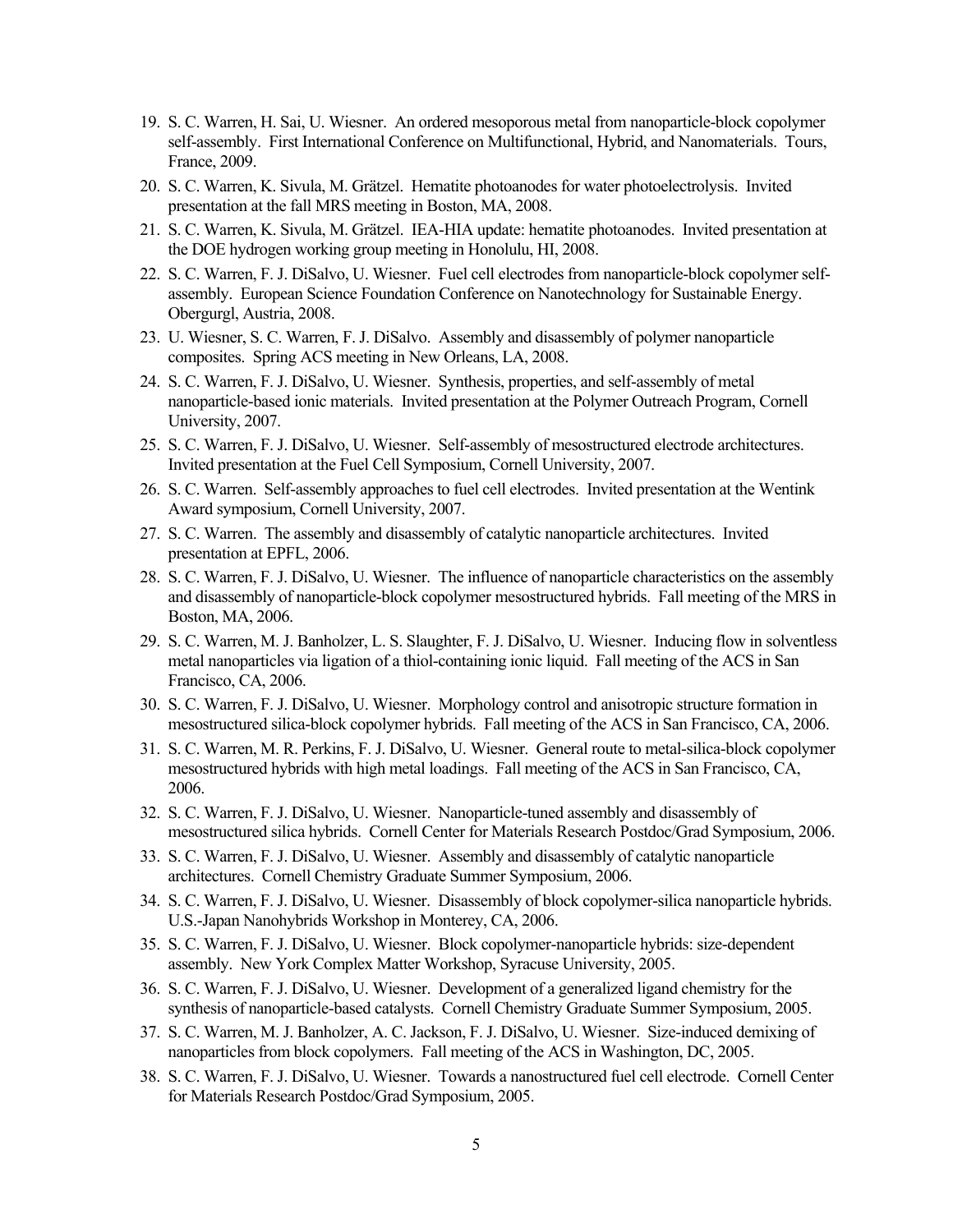19. S. C. Warren, H. Sai, U. Wiesner. An ordered mesoporous metal from nanoparticle-block copolymer self-assembly. First International Conference on Multifunctional, Hybrid, and Nanomaterials. Tours, France, 2009.
20. S. C. Warren, K. Sivula, M. Grätzel. Hematite photoanodes for water photoelectrolysis. Invited presentation at the fall MRS meeting in Boston, MA, 2008.
21. S. C. Warren, K. Sivula, M. Grätzel. IEA-HIA update: hematite photoanodes. Invited presentation at the DOE hydrogen working group meeting in Honolulu, HI, 2008.
22. S. C. Warren, F. J. DiSalvo, U. Wiesner. Fuel cell electrodes from nanoparticle-block copolymer self-assembly. European Science Foundation Conference on Nanotechnology for Sustainable Energy. Obergurgl, Austria, 2008.
23. U. Wiesner, S. C. Warren, F. J. DiSalvo. Assembly and disassembly of polymer nanoparticle composites. Spring ACS meeting in New Orleans, LA, 2008.
24. S. C. Warren, F. J. DiSalvo, U. Wiesner. Synthesis, properties, and self-assembly of metal nanoparticle-based ionic materials. Invited presentation at the Polymer Outreach Program, Cornell University, 2007.
25. S. C. Warren, F. J. DiSalvo, U. Wiesner. Self-assembly of mesostructured electrode architectures. Invited presentation at the Fuel Cell Symposium, Cornell University, 2007.
26. S. C. Warren. Self-assembly approaches to fuel cell electrodes. Invited presentation at the Wentink Award symposium, Cornell University, 2007.
27. S. C. Warren. The assembly and disassembly of catalytic nanoparticle architectures. Invited presentation at EPFL, 2006.
28. S. C. Warren, F. J. DiSalvo, U. Wiesner. The influence of nanoparticle characteristics on the assembly and disassembly of nanoparticle-block copolymer mesostructured hybrids. Fall meeting of the MRS in Boston, MA, 2006.
29. S. C. Warren, M. J. Banholzer, L. S. Slaughter, F. J. DiSalvo, U. Wiesner. Inducing flow in solventless metal nanoparticles via ligation of a thiol-containing ionic liquid. Fall meeting of the ACS in San Francisco, CA, 2006.
30. S. C. Warren, F. J. DiSalvo, U. Wiesner. Morphology control and anisotropic structure formation in mesostructured silica-block copolymer hybrids. Fall meeting of the ACS in San Francisco, CA, 2006.
31. S. C. Warren, M. R. Perkins, F. J. DiSalvo, U. Wiesner. General route to metal-silica-block copolymer mesostructured hybrids with high metal loadings. Fall meeting of the ACS in San Francisco, CA, 2006.
32. S. C. Warren, F. J. DiSalvo, U. Wiesner. Nanoparticle-tuned assembly and disassembly of mesostructured silica hybrids. Cornell Center for Materials Research Postdoc/Grad Symposium, 2006.
33. S. C. Warren, F. J. DiSalvo, U. Wiesner. Assembly and disassembly of catalytic nanoparticle architectures. Cornell Chemistry Graduate Summer Symposium, 2006.
34. S. C. Warren, F. J. DiSalvo, U. Wiesner. Disassembly of block copolymer-silica nanoparticle hybrids. U.S.-Japan Nanohybrids Workshop in Monterey, CA, 2006.
35. S. C. Warren, F. J. DiSalvo, U. Wiesner. Block copolymer-nanoparticle hybrids: size-dependent assembly. New York Complex Matter Workshop, Syracuse University, 2005.
36. S. C. Warren, F. J. DiSalvo, U. Wiesner. Development of a generalized ligand chemistry for the synthesis of nanoparticle-based catalysts. Cornell Chemistry Graduate Summer Symposium, 2005.
37. S. C. Warren, M. J. Banholzer, A. C. Jackson, F. J. DiSalvo, U. Wiesner. Size-induced demixing of nanoparticles from block copolymers. Fall meeting of the ACS in Washington, DC, 2005.
38. S. C. Warren, F. J. DiSalvo, U. Wiesner. Towards a nanostructured fuel cell electrode. Cornell Center for Materials Research Postdoc/Grad Symposium, 2005.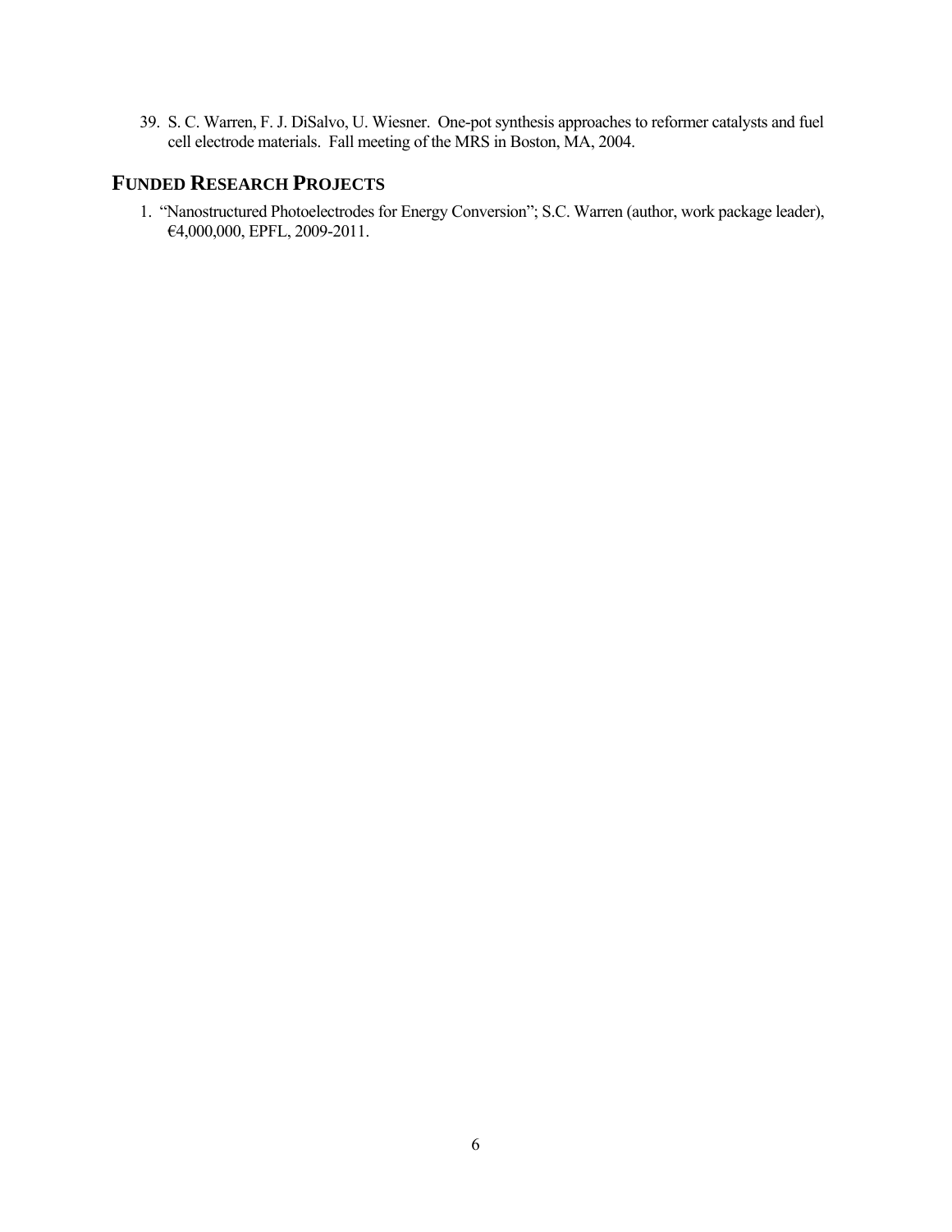39. S. C. Warren, F. J. DiSalvo, U. Wiesner. One-pot synthesis approaches to reformer catalysts and fuel cell electrode materials. Fall meeting of the MRS in Boston, MA, 2004.

## FUNDED RESEARCH PROJECTS

1. "Nanostructured Photoelectrodes for Energy Conversion"; S.C. Warren (author, work package leader), €4,000,000, EPFL, 2009-2011.